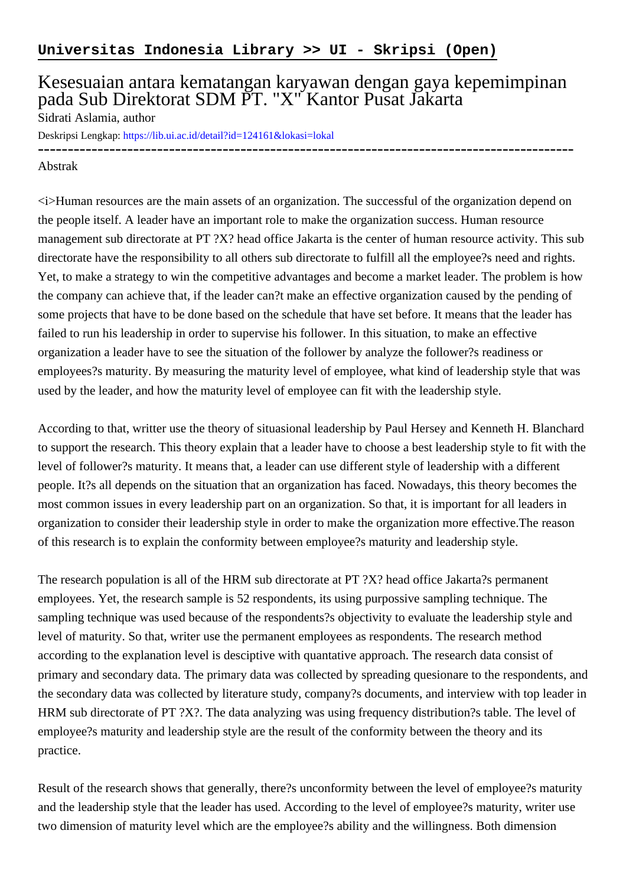## Universitas Indonesia Library >> UI - Skripsi (Open)

# Kesesuaian antara kematangan karyawan dengan gaya kepemimpinan pada Sub Direktorat SDM PT. "X" Kantor Pusat Jakarta

Sidrati Aslamia, author

Deskripsi Lengkap: https://lib.ui.ac.id/detail?id=124161&lokasi=lokal

------------------------------------------------------------------------------------------

Abstrak

<i>Human resources are the main assets of an organization. The successful of the organization depend on the people itself. A leader have an important role to make the organization success. Human resource management sub directorate at PT ?X? head office Jakarta is the center of human resource activity. This sub directorate have the responsibility to all others sub directorate to fulfill all the employee?s need and rights. Yet, to make a strategy to win the competitive advantages and become a market leader. The problem is how the company can achieve that, if the leader can?t make an effective organization caused by the pending of some projects that have to be done based on the schedule that have set before. It means that the leader has failed to run his leadership in order to supervise his follower. In this situation, to make an effective organization a leader have to see the situation of the follower by analyze the follower?s readiness or employees?s maturity. By measuring the maturity level of employee, what kind of leadership style that was used by the leader, and how the maturity level of employee can fit with the leadership style.

According to that, writter use the theory of situasional leadership by Paul Hersey and Kenneth H. Blanchard to support the research. This theory explain that a leader have to choose a best leadership style to fit with the level of follower?s maturity. It means that, a leader can use different style of leadership with a different people. It?s all depends on the situation that an organization has faced. Nowadays, this theory becomes the most common issues in every leadership part on an organization. So that, it is important for all leaders in organization to consider their leadership style in order to make the organization more effective.The reason of this research is to explain the conformity between employee?s maturity and leadership style.

The research population is all of the HRM sub directorate at PT ?X? head office Jakarta?s permanent employees. Yet, the research sample is 52 respondents, its using purpossive sampling technique. The sampling technique was used because of the respondents?s objectivity to evaluate the leadership style and level of maturity. So that, writer use the permanent employees as respondents. The research method according to the explanation level is desciptive with quantative approach. The research data consist of primary and secondary data. The primary data was collected by spreading quesionare to the respondents, and the secondary data was collected by literature study, company?s documents, and interview with top leader in HRM sub directorate of PT ?X?. The data analyzing was using frequency distribution?s table. The level of employee?s maturity and leadership style are the result of the conformity between the theory and its practice.

Result of the research shows that generally, there?s unconformity between the level of employee?s maturity and the leadership style that the leader has used. According to the level of employee?s maturity, writer use two dimension of maturity level which are the employee?s ability and the willingness. Both dimension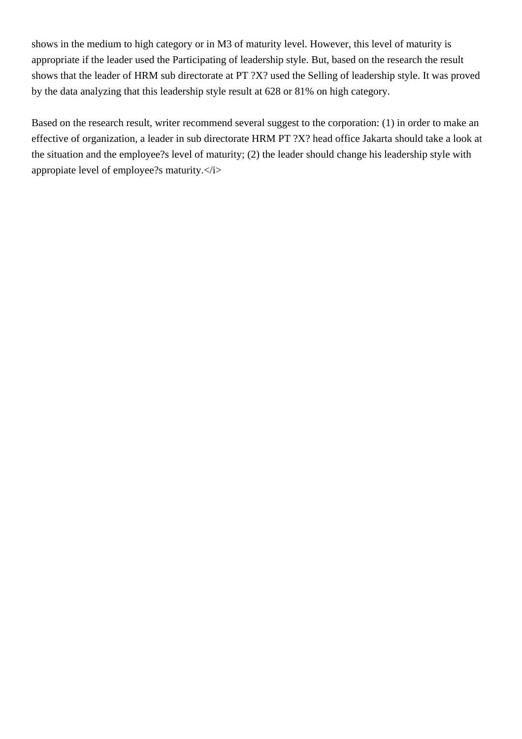shows in the medium to high category or in M3 of maturity level. However, this level of maturity is appropriate if the leader used the Participating of leadership style. But, based on the research the result shows that the leader of HRM sub directorate at PT ?X? used the Selling of leadership style. It was proved by the data analyzing that this leadership style result at 628 or 81% on high category.

Based on the research result, writer recommend several suggest to the corporation: (1) in order to make an effective of organization, a leader in sub directorate HRM PT ?X? head office Jakarta should take a look at the situation and the employee?s level of maturity; (2) the leader should change his leadership style with appropiate level of employee?s maturity.</i>